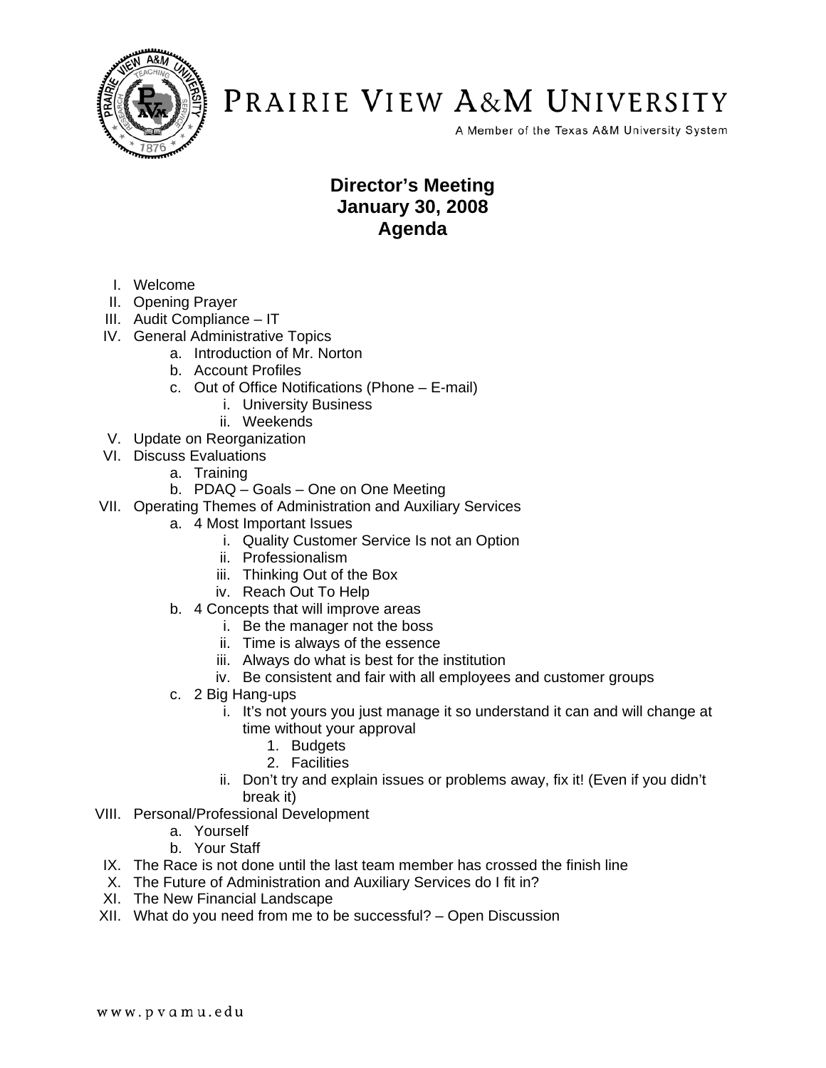# Prairie View A&M University

A Member of the Texas A&M University System

## Director's Meeting
## January 30, 2008
## Agenda

I. Welcome
II. Opening Prayer
III. Audit Compliance – IT
IV. General Administrative Topics
   a. Introduction of Mr. Norton
   b. Account Profiles
   c. Out of Office Notifications (Phone – E-mail)
      i. University Business
      ii. Weekends
V. Update on Reorganization
VI. Discuss Evaluations
   a. Training
   b. PDAQ – Goals – One on One Meeting
VII. Operating Themes of Administration and Auxiliary Services
   a. 4 Most Important Issues
      i. Quality Customer Service Is not an Option
      ii. Professionalism
      iii. Thinking Out of the Box
      iv. Reach Out To Help
   b. 4 Concepts that will improve areas
      i. Be the manager not the boss
      ii. Time is always of the essence
      iii. Always do what is best for the institution
      iv. Be consistent and fair with all employees and customer groups
   c. 2 Big Hang-ups
      i. It's not yours you just manage it so understand it can and will change at time without your approval
         1. Budgets
         2. Facilities
      ii. Don't try and explain issues or problems away, fix it! (Even if you didn't break it)
VIII. Personal/Professional Development
   a. Yourself
   b. Your Staff
IX. The Race is not done until the last team member has crossed the finish line
X. The Future of Administration and Auxiliary Services do I fit in?
XI. The New Financial Landscape
XII. What do you need from me to be successful? – Open Discussion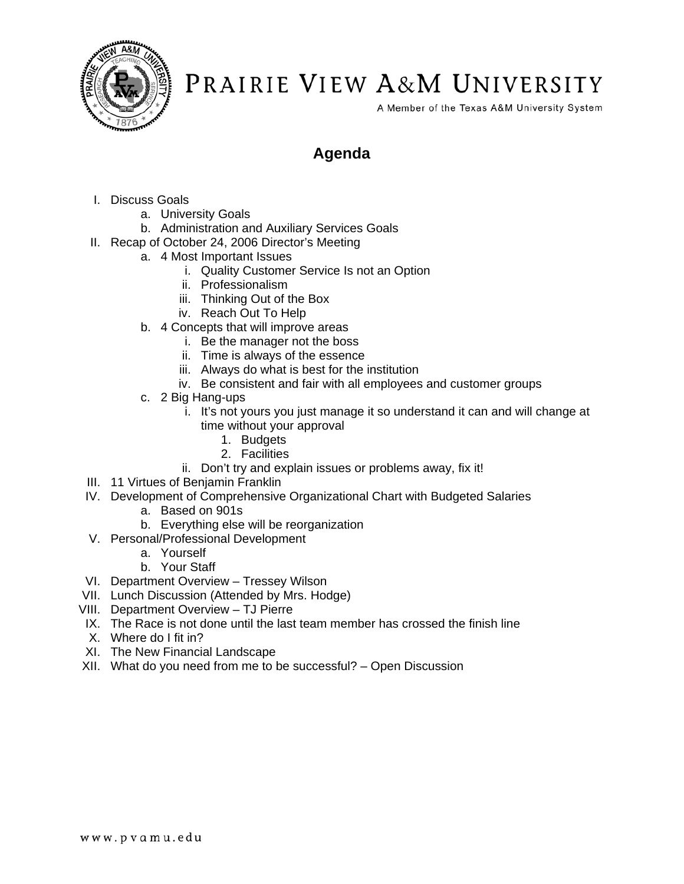# PRAIRIE VIEW A&M UNIVERSITY

A Member of the Texas A&M University System

## Agenda

I. Discuss Goals
   a. University Goals
   b. Administration and Auxiliary Services Goals

II. Recap of October 24, 2006 Director's Meeting
   a. 4 Most Important Issues
      i. Quality Customer Service Is not an Option
      ii. Professionalism
      iii. Thinking Out of the Box
      iv. Reach Out To Help
   b. 4 Concepts that will improve areas
      i. Be the manager not the boss
      ii. Time is always of the essence
      iii. Always do what is best for the institution
      iv. Be consistent and fair with all employees and customer groups
   c. 2 Big Hang-ups
      i. It's not yours you just manage it so understand it can and will change at time without your approval
         1. Budgets
         2. Facilities
      ii. Don't try and explain issues or problems away, fix it!

III. 11 Virtues of Benjamin Franklin

IV. Development of Comprehensive Organizational Chart with Budgeted Salaries
   a. Based on 901s
   b. Everything else will be reorganization

V. Personal/Professional Development
   a. Yourself
   b. Your Staff

VI. Department Overview – Tressey Wilson

VII. Lunch Discussion (Attended by Mrs. Hodge)

VIII. Department Overview – TJ Pierre

IX. The Race is not done until the last team member has crossed the finish line

X. Where do I fit in?

XI. The New Financial Landscape

XII. What do you need from me to be successful? – Open Discussion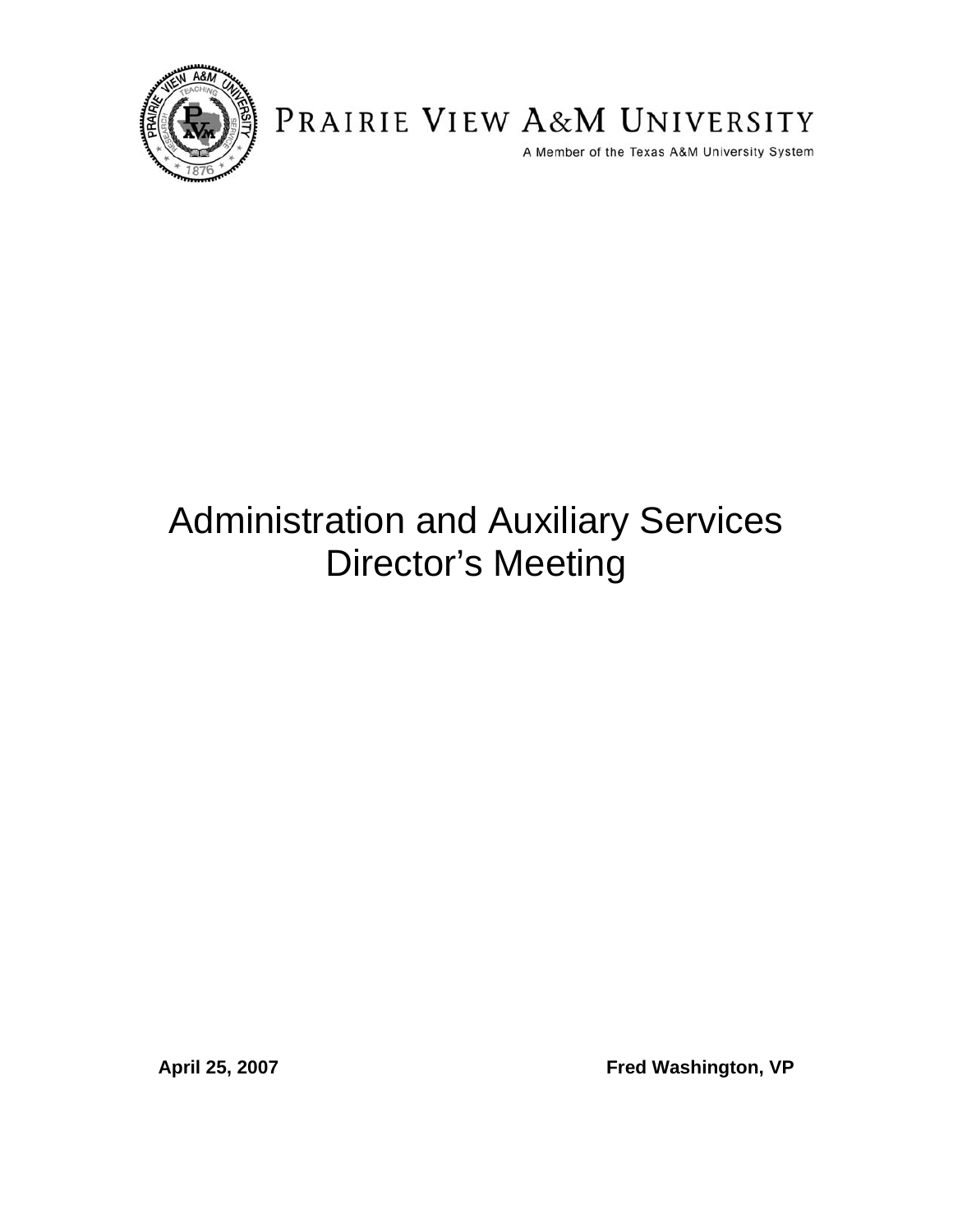PRAIRIE VIEW A&M UNIVERSITY

A Member of the Texas A&M University System

# Administration and Auxiliary Services Director's Meeting

**April 25, 2007** **Fred Washington, VP**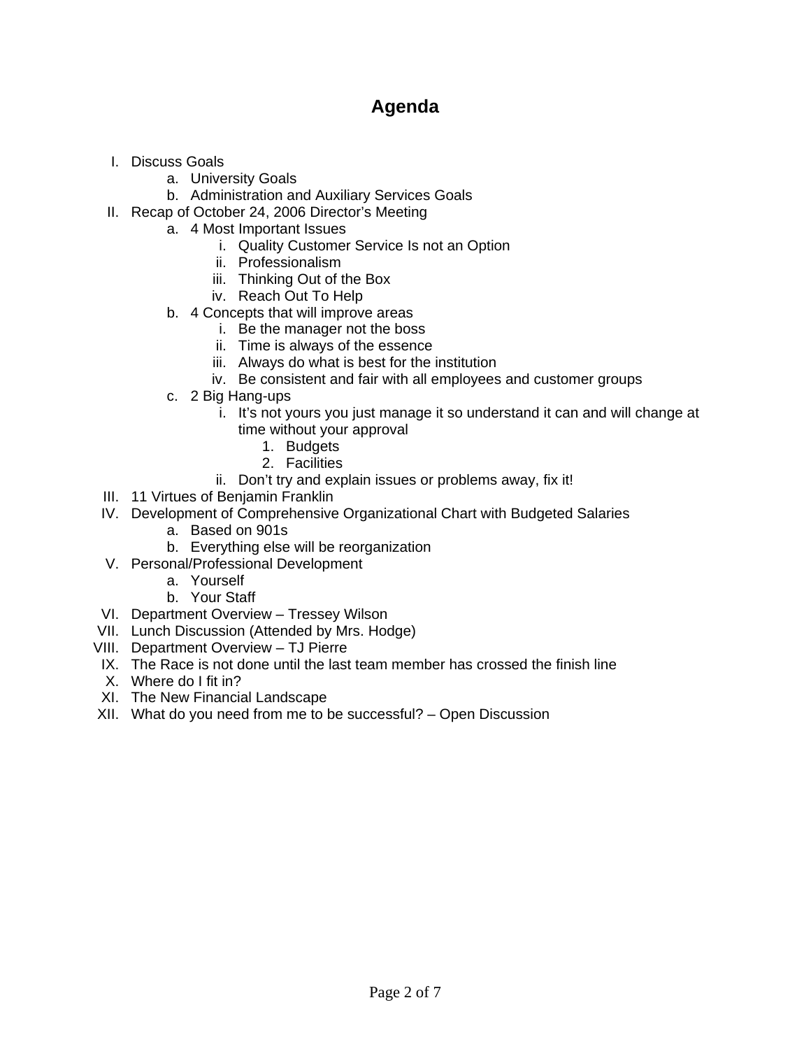# Agenda

I. Discuss Goals
   a. University Goals
   b. Administration and Auxiliary Services Goals

II. Recap of October 24, 2006 Director's Meeting
   a. 4 Most Important Issues
      i. Quality Customer Service Is not an Option
      ii. Professionalism
      iii. Thinking Out of the Box
      iv. Reach Out To Help
   b. 4 Concepts that will improve areas
      i. Be the manager not the boss
      ii. Time is always of the essence
      iii. Always do what is best for the institution
      iv. Be consistent and fair with all employees and customer groups
   c. 2 Big Hang-ups
      i. It's not yours you just manage it so understand it can and will change at time without your approval
         1. Budgets
         2. Facilities
      ii. Don't try and explain issues or problems away, fix it!

III. 11 Virtues of Benjamin Franklin

IV. Development of Comprehensive Organizational Chart with Budgeted Salaries
   a. Based on 901s
   b. Everything else will be reorganization

V. Personal/Professional Development
   a. Yourself
   b. Your Staff

VI. Department Overview – Tressey Wilson

VII. Lunch Discussion (Attended by Mrs. Hodge)

VIII. Department Overview – TJ Pierre

IX. The Race is not done until the last team member has crossed the finish line

X. Where do I fit in?

XI. The New Financial Landscape

XII. What do you need from me to be successful? – Open Discussion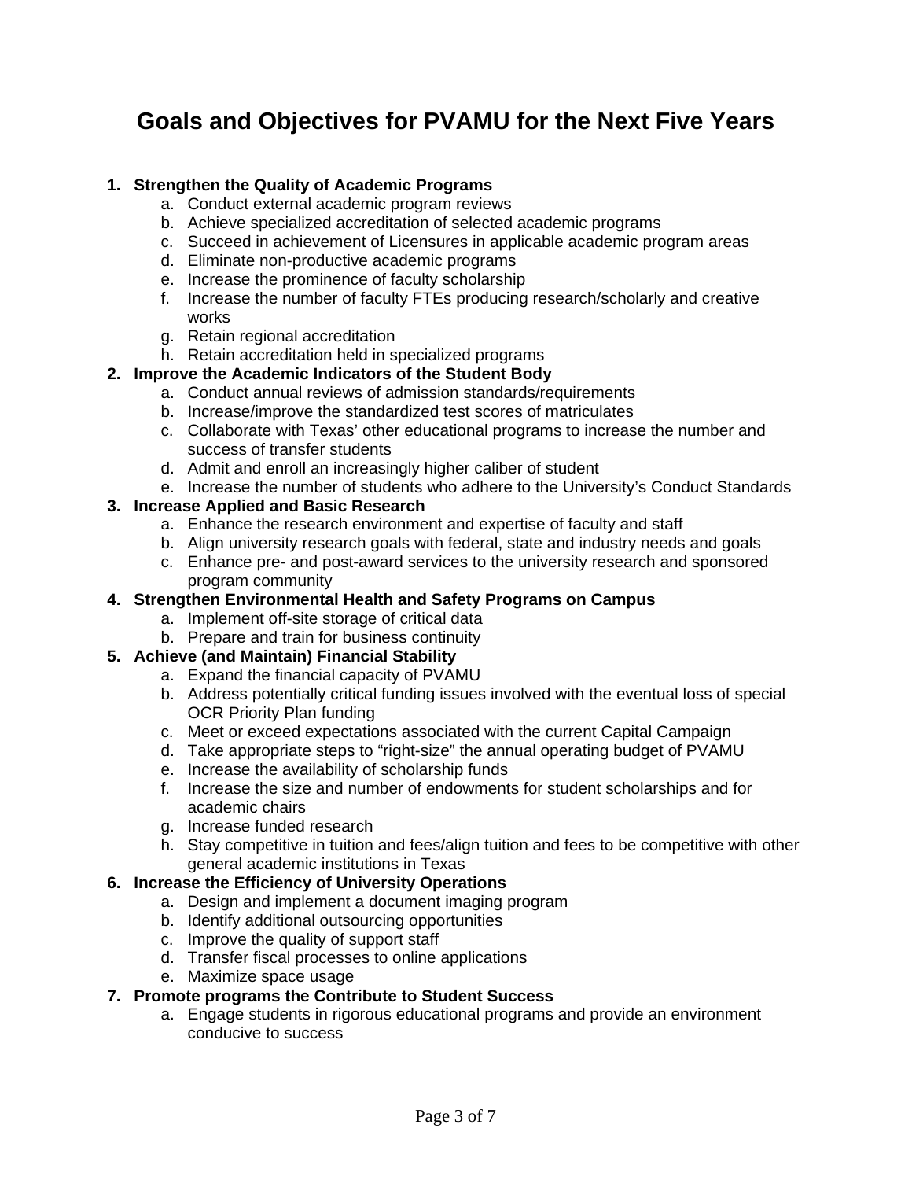# Goals and Objectives for PVAMU for the Next Five Years

1. **Strengthen the Quality of Academic Programs**
   a. Conduct external academic program reviews
   b. Achieve specialized accreditation of selected academic programs
   c. Succeed in achievement of Licensures in applicable academic program areas
   d. Eliminate non-productive academic programs
   e. Increase the prominence of faculty scholarship
   f. Increase the number of faculty FTEs producing research/scholarly and creative works
   g. Retain regional accreditation
   h. Retain accreditation held in specialized programs
2. **Improve the Academic Indicators of the Student Body**
   a. Conduct annual reviews of admission standards/requirements
   b. Increase/improve the standardized test scores of matriculates
   c. Collaborate with Texas' other educational programs to increase the number and success of transfer students
   d. Admit and enroll an increasingly higher caliber of student
   e. Increase the number of students who adhere to the University's Conduct Standards
3. **Increase Applied and Basic Research**
   a. Enhance the research environment and expertise of faculty and staff
   b. Align university research goals with federal, state and industry needs and goals
   c. Enhance pre- and post-award services to the university research and sponsored program community
4. **Strengthen Environmental Health and Safety Programs on Campus**
   a. Implement off-site storage of critical data
   b. Prepare and train for business continuity
5. **Achieve (and Maintain) Financial Stability**
   a. Expand the financial capacity of PVAMU
   b. Address potentially critical funding issues involved with the eventual loss of special OCR Priority Plan funding
   c. Meet or exceed expectations associated with the current Capital Campaign
   d. Take appropriate steps to "right-size" the annual operating budget of PVAMU
   e. Increase the availability of scholarship funds
   f. Increase the size and number of endowments for student scholarships and for academic chairs
   g. Increase funded research
   h. Stay competitive in tuition and fees/align tuition and fees to be competitive with other general academic institutions in Texas
6. **Increase the Efficiency of University Operations**
   a. Design and implement a document imaging program
   b. Identify additional outsourcing opportunities
   c. Improve the quality of support staff
   d. Transfer fiscal processes to online applications
   e. Maximize space usage
7. **Promote programs the Contribute to Student Success**
   a. Engage students in rigorous educational programs and provide an environment conducive to success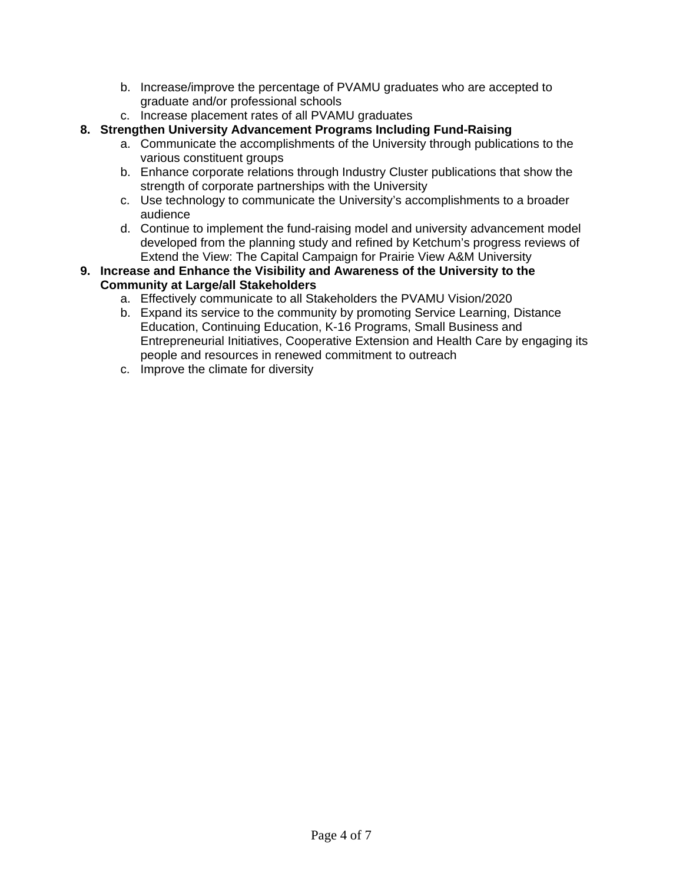b. Increase/improve the percentage of PVAMU graduates who are accepted to graduate and/or professional schools
   c. Increase placement rates of all PVAMU graduates

8. **Strengthen University Advancement Programs Including Fund-Raising**
   a. Communicate the accomplishments of the University through publications to the various constituent groups
   b. Enhance corporate relations through Industry Cluster publications that show the strength of corporate partnerships with the University
   c. Use technology to communicate the University's accomplishments to a broader audience
   d. Continue to implement the fund-raising model and university advancement model developed from the planning study and refined by Ketchum's progress reviews of Extend the View: The Capital Campaign for Prairie View A&M University

9. **Increase and Enhance the Visibility and Awareness of the University to the Community at Large/all Stakeholders**
   a. Effectively communicate to all Stakeholders the PVAMU Vision/2020
   b. Expand its service to the community by promoting Service Learning, Distance Education, Continuing Education, K-16 Programs, Small Business and Entrepreneurial Initiatives, Cooperative Extension and Health Care by engaging its people and resources in renewed commitment to outreach
   c. Improve the climate for diversity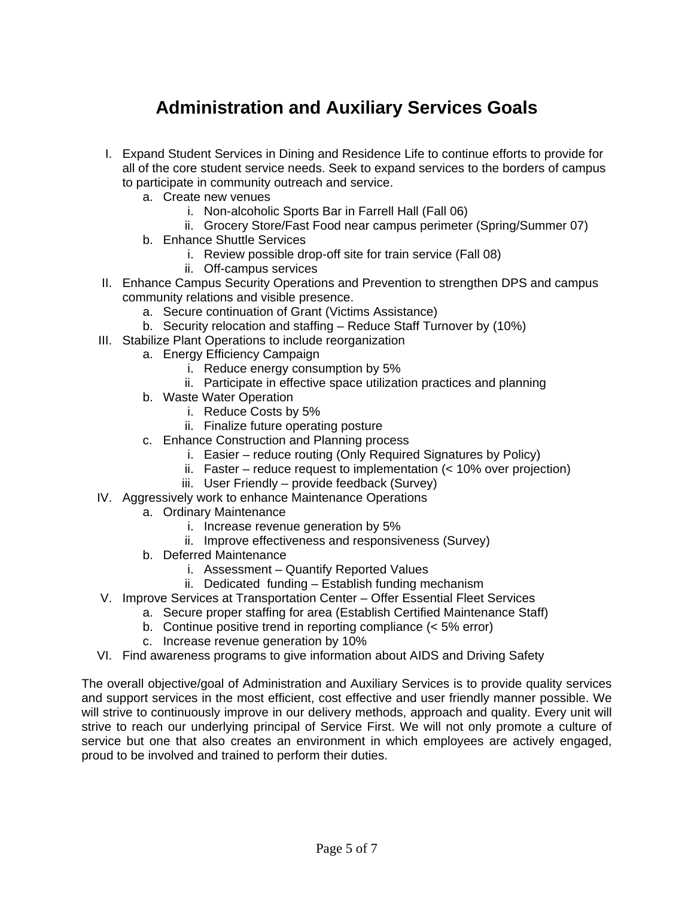# Administration and Auxiliary Services Goals

I. Expand Student Services in Dining and Residence Life to continue efforts to provide for all of the core student service needs. Seek to expand services to the borders of campus to participate in community outreach and service.
   a. Create new venues
      i. Non-alcoholic Sports Bar in Farrell Hall (Fall 06)
      ii. Grocery Store/Fast Food near campus perimeter (Spring/Summer 07)
   b. Enhance Shuttle Services
      i. Review possible drop-off site for train service (Fall 08)
      ii. Off-campus services

II. Enhance Campus Security Operations and Prevention to strengthen DPS and campus community relations and visible presence.
   a. Secure continuation of Grant (Victims Assistance)
   b. Security relocation and staffing – Reduce Staff Turnover by (10%)

III. Stabilize Plant Operations to include reorganization
   a. Energy Efficiency Campaign
      i. Reduce energy consumption by 5%
      ii. Participate in effective space utilization practices and planning
   b. Waste Water Operation
      i. Reduce Costs by 5%
      ii. Finalize future operating posture
   c. Enhance Construction and Planning process
      i. Easier – reduce routing (Only Required Signatures by Policy)
      ii. Faster – reduce request to implementation (< 10% over projection)
      iii. User Friendly – provide feedback (Survey)

IV. Aggressively work to enhance Maintenance Operations
   a. Ordinary Maintenance
      i. Increase revenue generation by 5%
      ii. Improve effectiveness and responsiveness (Survey)
   b. Deferred Maintenance
      i. Assessment – Quantify Reported Values
      ii. Dedicated funding – Establish funding mechanism

V. Improve Services at Transportation Center – Offer Essential Fleet Services
   a. Secure proper staffing for area (Establish Certified Maintenance Staff)
   b. Continue positive trend in reporting compliance (< 5% error)
   c. Increase revenue generation by 10%

VI. Find awareness programs to give information about AIDS and Driving Safety

The overall objective/goal of Administration and Auxiliary Services is to provide quality services and support services in the most efficient, cost effective and user friendly manner possible. We will strive to continuously improve in our delivery methods, approach and quality. Every unit will strive to reach our underlying principal of Service First. We will not only promote a culture of service but one that also creates an environment in which employees are actively engaged, proud to be involved and trained to perform their duties.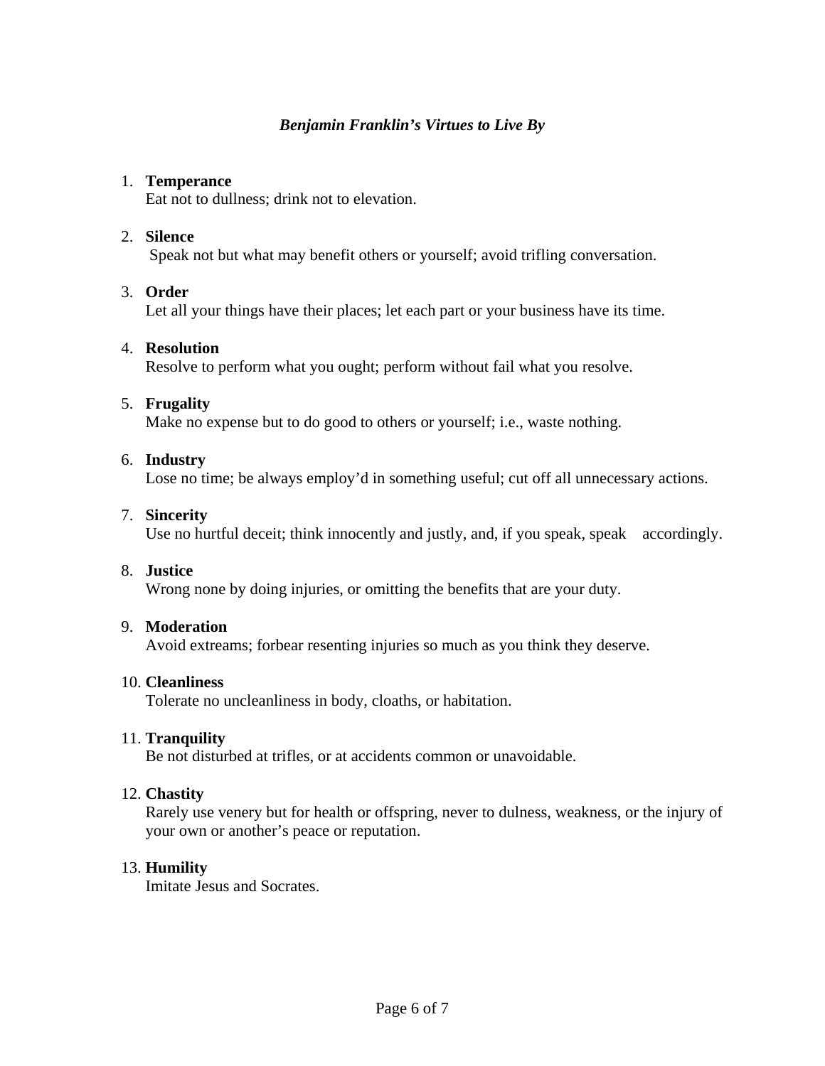***Benjamin Franklin's Virtues to Live By***

1. **Temperance**
   Eat not to dullness; drink not to elevation.

2. **Silence**
   Speak not but what may benefit others or yourself; avoid trifling conversation.

3. **Order**
   Let all your things have their places; let each part or your business have its time.

4. **Resolution**
   Resolve to perform what you ought; perform without fail what you resolve.

5. **Frugality**
   Make no expense but to do good to others or yourself; i.e., waste nothing.

6. **Industry**
   Lose no time; be always employ'd in something useful; cut off all unnecessary actions.

7. **Sincerity**
   Use no hurtful deceit; think innocently and justly, and, if you speak, speak accordingly.

8. **Justice**
   Wrong none by doing injuries, or omitting the benefits that are your duty.

9. **Moderation**
   Avoid extreams; forbear resenting injuries so much as you think they deserve.

10. **Cleanliness**
    Tolerate no uncleanliness in body, cloaths, or habitation.

11. **Tranquility**
    Be not disturbed at trifles, or at accidents common or unavoidable.

12. **Chastity**
    Rarely use venery but for health or offspring, never to dulness, weakness, or the injury of your own or another's peace or reputation.

13. **Humility**
    Imitate Jesus and Socrates.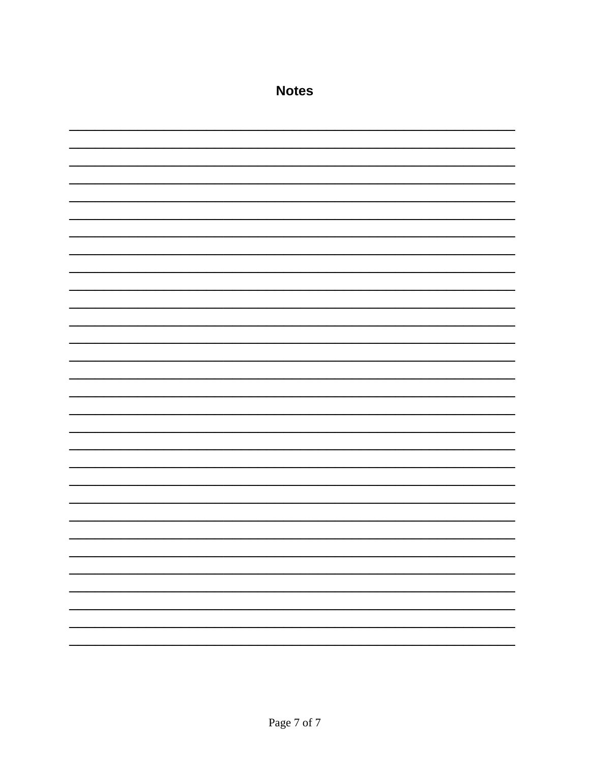# Notes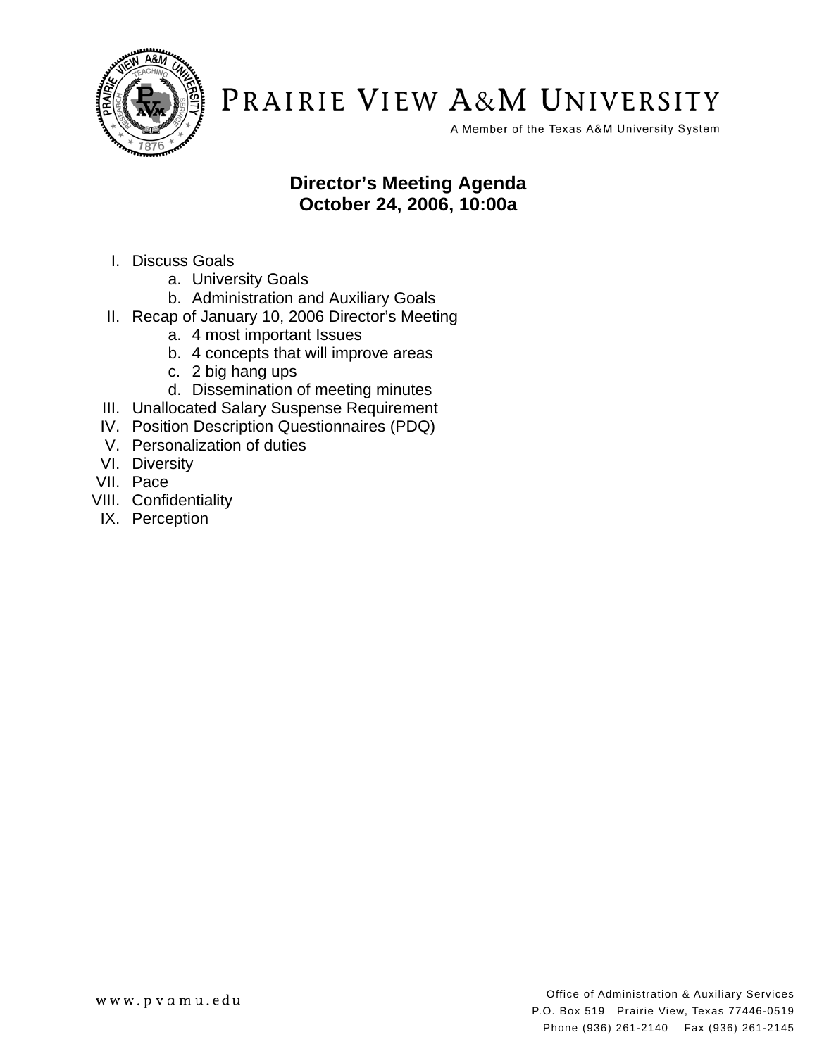PRAIRIE VIEW A&M UNIVERSITY

A Member of the Texas A&M University System

## Director's Meeting Agenda
## October 24, 2006, 10:00a

I. Discuss Goals
   a. University Goals
   b. Administration and Auxiliary Goals
II. Recap of January 10, 2006 Director's Meeting
   a. 4 most important Issues
   b. 4 concepts that will improve areas
   c. 2 big hang ups
   d. Dissemination of meeting minutes
III. Unallocated Salary Suspense Requirement
IV. Position Description Questionnaires (PDQ)
V. Personalization of duties
VI. Diversity
VII. Pace
VIII. Confidentiality
IX. Perception

www.pvamu.edu

Office of Administration & Auxiliary Services
P.O. Box 519 Prairie View, Texas 77446-0519
Phone (936) 261-2140 Fax (936) 261-2145